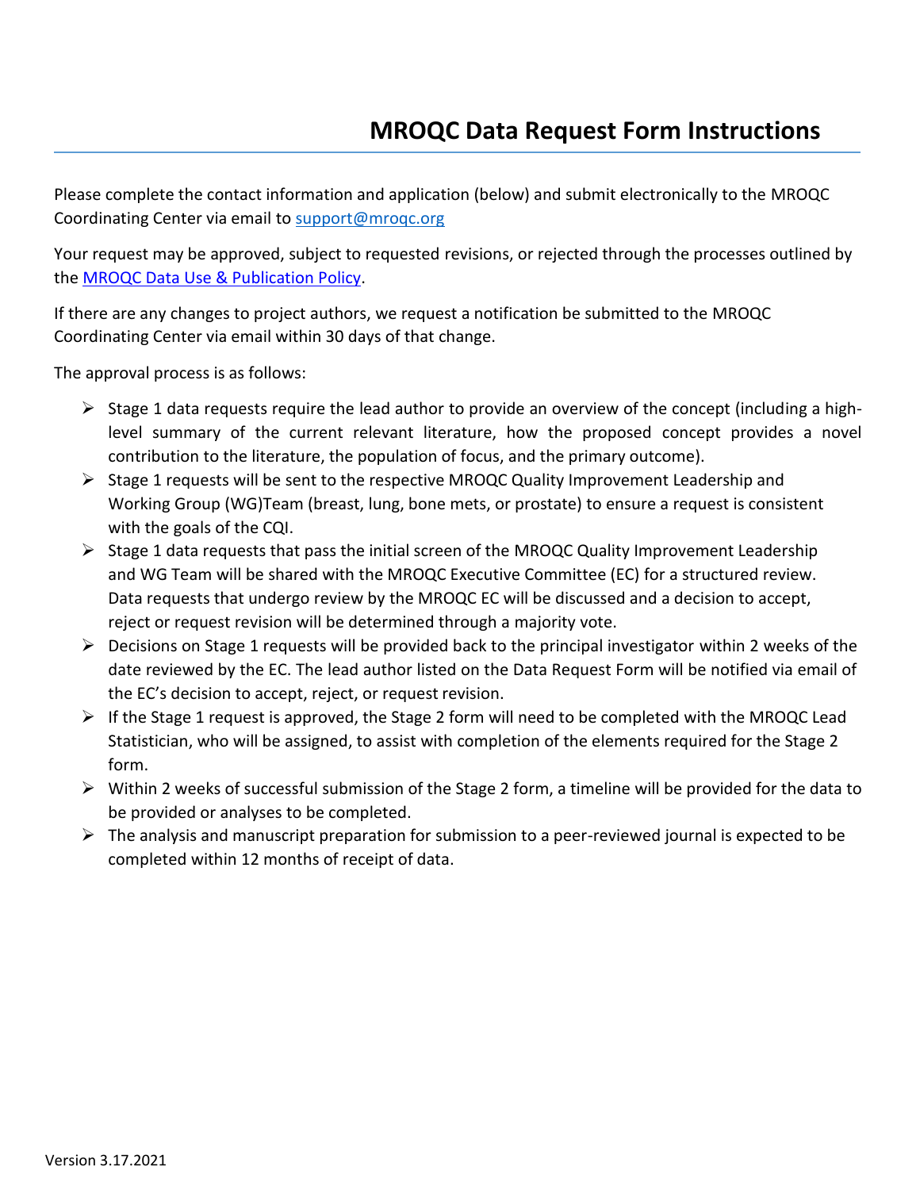# MROQC Data Request Form Instructions

Please complete the contact information and application (below) and submit electronically to the MROQC Coordinating Center via email to [support@mroqc.org](mailto:support@mroqc.org)

Your request may be approved, subject to requested revisions, or rejected through the processes outlined by the [MROQC Data Use & Publication Policy](#).

If there are any changes to project authors, we request a notification be submitted to the MROQC Coordinating Center via email within 30 days of that change.

The approval process is as follows:

- Stage 1 data requests require the lead author to provide an overview of the concept (including a high-level summary of the current relevant literature, how the proposed concept provides a novel contribution to the literature, the population of focus, and the primary outcome).
- Stage 1 requests will be sent to the respective MROQC Quality Improvement Leadership and Working Group (WG)Team (breast, lung, bone mets, or prostate) to ensure a request is consistent with the goals of the CQI.
- Stage 1 data requests that pass the initial screen of the MROQC Quality Improvement Leadership and WG Team will be shared with the MROQC Executive Committee (EC) for a structured review. Data requests that undergo review by the MROQC EC will be discussed and a decision to accept, reject or request revision will be determined through a majority vote.
- Decisions on Stage 1 requests will be provided back to the principal investigator within 2 weeks of the date reviewed by the EC. The lead author listed on the Data Request Form will be notified via email of the EC's decision to accept, reject, or request revision.
- If the Stage 1 request is approved, the Stage 2 form will need to be completed with the MROQC Lead Statistician, who will be assigned, to assist with completion of the elements required for the Stage 2 form.
- Within 2 weeks of successful submission of the Stage 2 form, a timeline will be provided for the data to be provided or analyses to be completed.
- The analysis and manuscript preparation for submission to a peer-reviewed journal is expected to be completed within 12 months of receipt of data.

Version 3.17.2021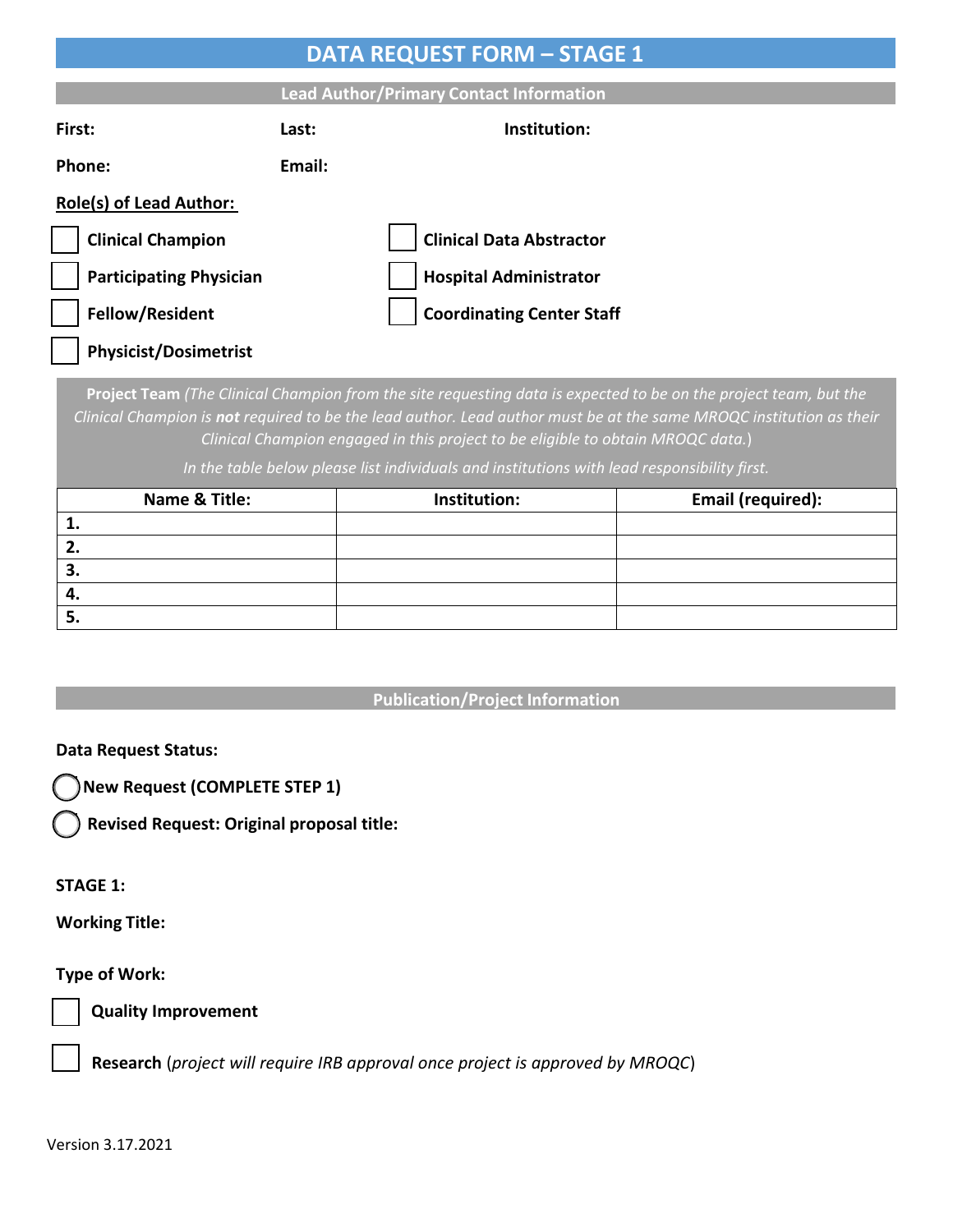# DATA REQUEST FORM – STAGE 1

## Lead Author/Primary Contact Information

**First:** **Last:** **Institution:**

**Phone:** **Email:**

**Role(s) of Lead Author:**

- ☐ **Clinical Champion**
- ☐ **Participating Physician**
- ☐ **Fellow/Resident**
- ☐ **Physicist/Dosimetrist**
- ☐ **Clinical Data Abstractor**
- ☐ **Hospital Administrator**
- ☐ **Coordinating Center Staff**

**Project Team** *(The Clinical Champion from the site requesting data is expected to be on the project team, but the Clinical Champion is* ***not*** *required to be the lead author. Lead author must be at the same MROQC institution as their Clinical Champion engaged in this project to be eligible to obtain MROQC data.*)

*In the table below please list individuals and institutions with lead responsibility first.*

| Name & Title: | Institution: | Email (required): |
|---|---|---|
| **1.** | | |
| **2.** | | |
| **3.** | | |
| **4.** | | |
| **5.** | | |

## Publication/Project Information

**Data Request Status:**

- ◯ **New Request (COMPLETE STEP 1)**
- ◯ **Revised Request: Original proposal title:**

**STAGE 1:**

**Working Title:**

**Type of Work:**

- ☐ **Quality Improvement**
- ☐ **Research** (*project will require IRB approval once project is approved by MROQC*)

Version 3.17.2021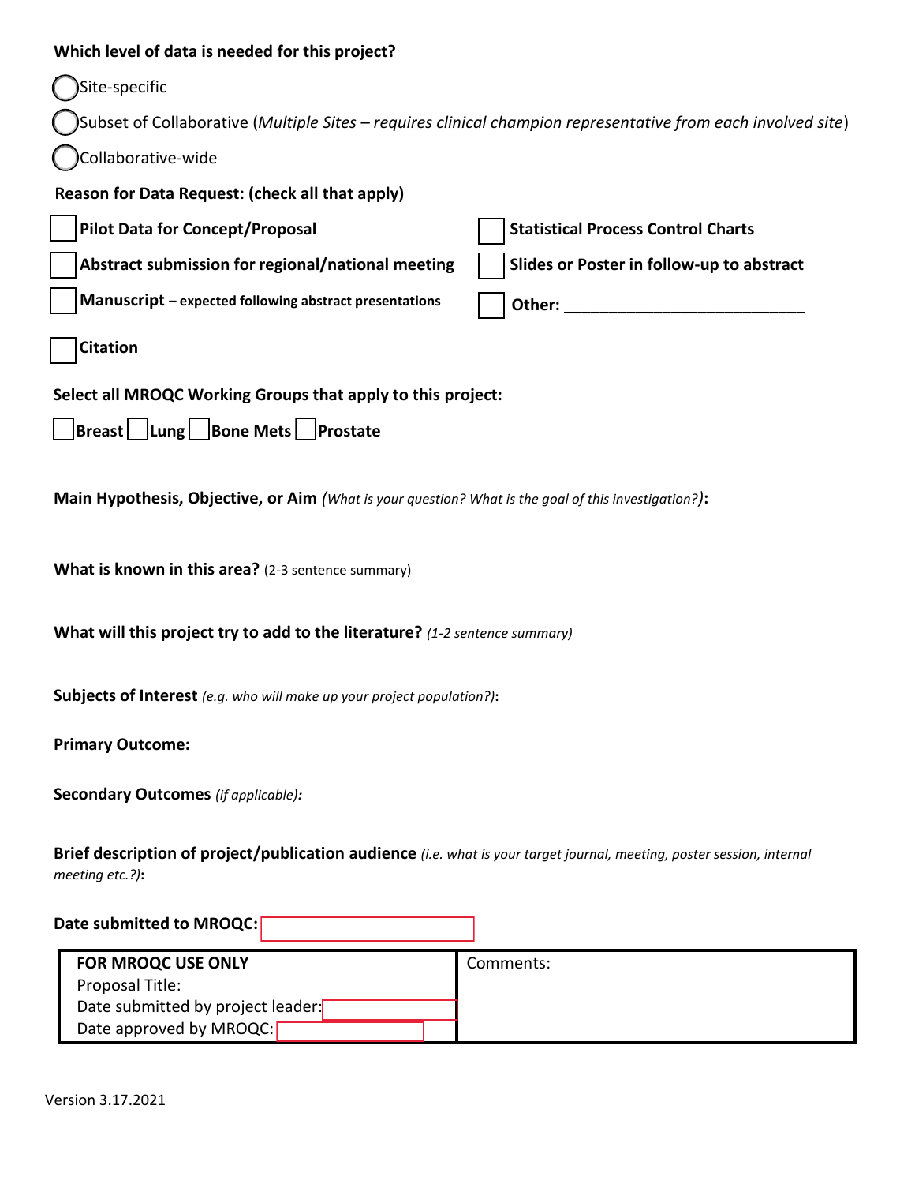**Which level of data is needed for this project?**

◯ Site-specific

◯ Subset of Collaborative (*Multiple Sites – requires clinical champion representative from each involved site*)

◯ Collaborative-wide

**Reason for Data Request: (check all that apply)**

☐ **Pilot Data for Concept/Proposal**

☐ **Abstract submission for regional/national meeting**

☐ **Manuscript – expected following abstract presentations**

☐ **Citation**

☐ **Statistical Process Control Charts**

☐ **Slides or Poster in follow-up to abstract**

☐ **Other:** ___________________________

**Select all MROQC Working Groups that apply to this project:**

☐ **Breast** ☐ **Lung** ☐ **Bone Mets** ☐ **Prostate**

**Main Hypothesis, Objective, or Aim** *(What is your question? What is the goal of this investigation?)***:**

**What is known in this area?** (2-3 sentence summary)

**What will this project try to add to the literature?** *(1-2 sentence summary)*

**Subjects of Interest** *(e.g. who will make up your project population?)***:**

**Primary Outcome:**

**Secondary Outcomes** *(if applicable):*

**Brief description of project/publication audience** *(i.e. what is your target journal, meeting, poster session, internal meeting etc.?)***:**

**Date submitted to MROQC:**

| | |
|---|---|
| **FOR MROQC USE ONLY**<br>Proposal Title:<br>Date submitted by project leader:<br>Date approved by MROQC: | Comments: |

Version 3.17.2021